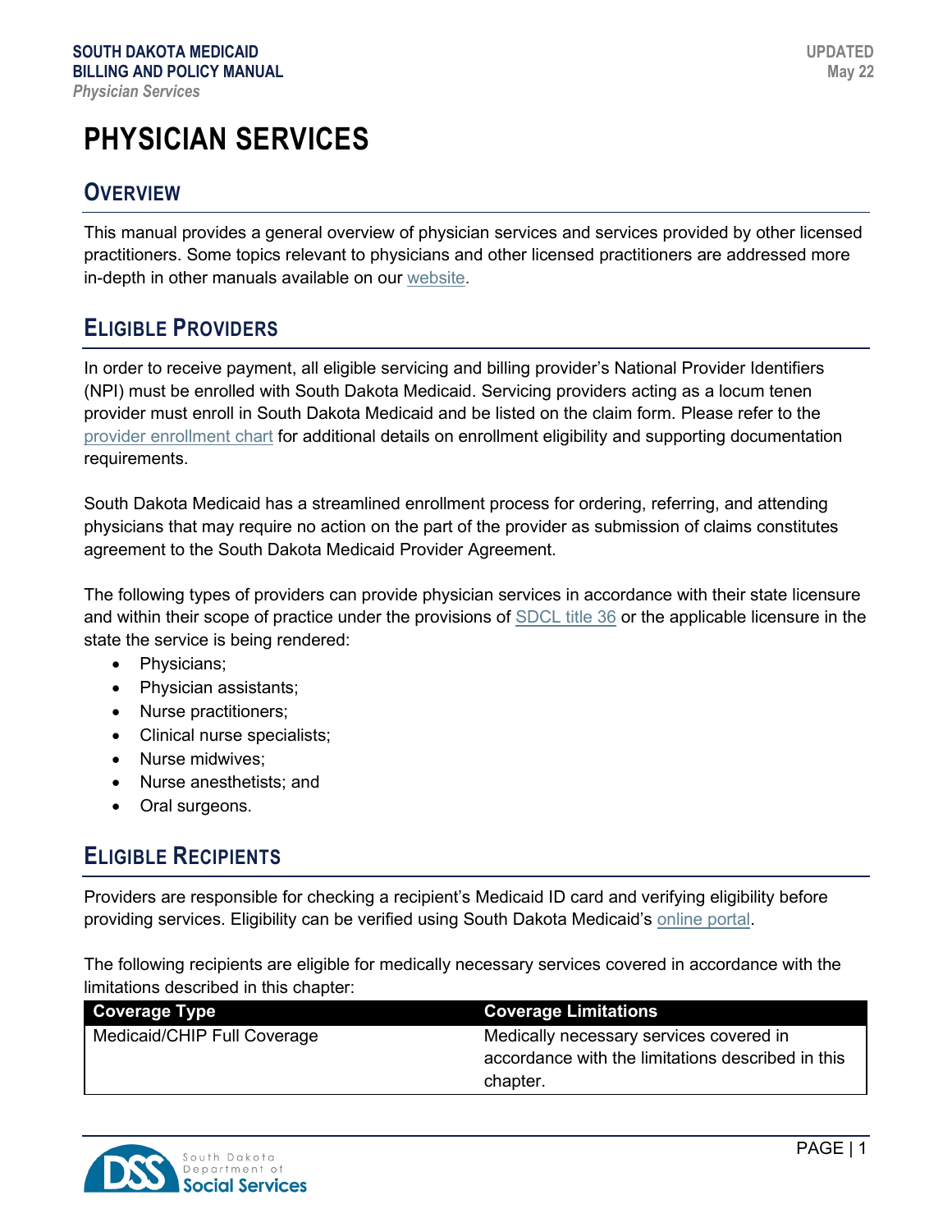# PHYSICIAN SERVICES

## OVERVIEW

This manual provides a general overview of physician services and services provided by other licensed practitioners. Some topics relevant to physicians and other licensed practitioners are addressed more in-depth in other manuals available on our website.

## ELIGIBLE PROVIDERS

In order to receive payment, all eligible servicing and billing provider's National Provider Identifiers (NPI) must be enrolled with South Dakota Medicaid. Servicing providers acting as a locum tenen provider must enroll in South Dakota Medicaid and be listed on the claim form. Please refer to the provider enrollment chart for additional details on enrollment eligibility and supporting documentation requirements.

South Dakota Medicaid has a streamlined enrollment process for ordering, referring, and attending physicians that may require no action on the part of the provider as submission of claims constitutes agreement to the South Dakota Medicaid Provider Agreement.

The following types of providers can provide physician services in accordance with their state licensure and within their scope of practice under the provisions of SDCL title 36 or the applicable licensure in the state the service is being rendered:

- Physicians;
- Physician assistants;
- Nurse practitioners;
- Clinical nurse specialists;
- Nurse midwives;
- Nurse anesthetists; and
- Oral surgeons.

## ELIGIBLE RECIPIENTS

Providers are responsible for checking a recipient's Medicaid ID card and verifying eligibility before providing services. Eligibility can be verified using South Dakota Medicaid's online portal.

The following recipients are eligible for medically necessary services covered in accordance with the limitations described in this chapter:

| Coverage Type | Coverage Limitations |
| --- | --- |
| Medicaid/CHIP Full Coverage | Medically necessary services covered in accordance with the limitations described in this chapter. |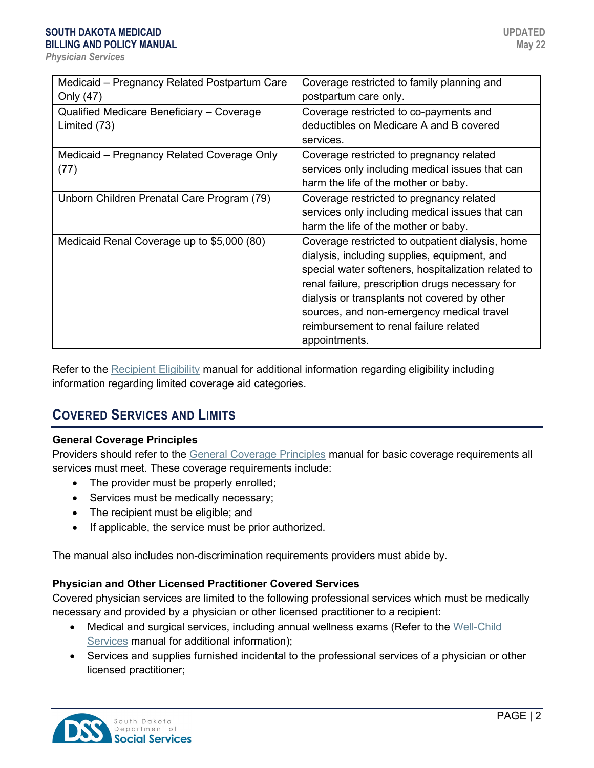| | |
|---|---|
| Medicaid – Pregnancy Related Postpartum Care Only (47) | Coverage restricted to family planning and postpartum care only. |
| Qualified Medicare Beneficiary – Coverage Limited (73) | Coverage restricted to co-payments and deductibles on Medicare A and B covered services. |
| Medicaid – Pregnancy Related Coverage Only (77) | Coverage restricted to pregnancy related services only including medical issues that can harm the life of the mother or baby. |
| Unborn Children Prenatal Care Program (79) | Coverage restricted to pregnancy related services only including medical issues that can harm the life of the mother or baby. |
| Medicaid Renal Coverage up to $5,000 (80) | Coverage restricted to outpatient dialysis, home dialysis, including supplies, equipment, and special water softeners, hospitalization related to renal failure, prescription drugs necessary for dialysis or transplants not covered by other sources, and non-emergency medical travel reimbursement to renal failure related appointments. |

Refer to the Recipient Eligibility manual for additional information regarding eligibility including information regarding limited coverage aid categories.

## COVERED SERVICES AND LIMITS

**General Coverage Principles**

Providers should refer to the General Coverage Principles manual for basic coverage requirements all services must meet. These coverage requirements include:

- The provider must be properly enrolled;
- Services must be medically necessary;
- The recipient must be eligible; and
- If applicable, the service must be prior authorized.

The manual also includes non-discrimination requirements providers must abide by.

**Physician and Other Licensed Practitioner Covered Services**

Covered physician services are limited to the following professional services which must be medically necessary and provided by a physician or other licensed practitioner to a recipient:

- Medical and surgical services, including annual wellness exams (Refer to the Well-Child Services manual for additional information);
- Services and supplies furnished incidental to the professional services of a physician or other licensed practitioner;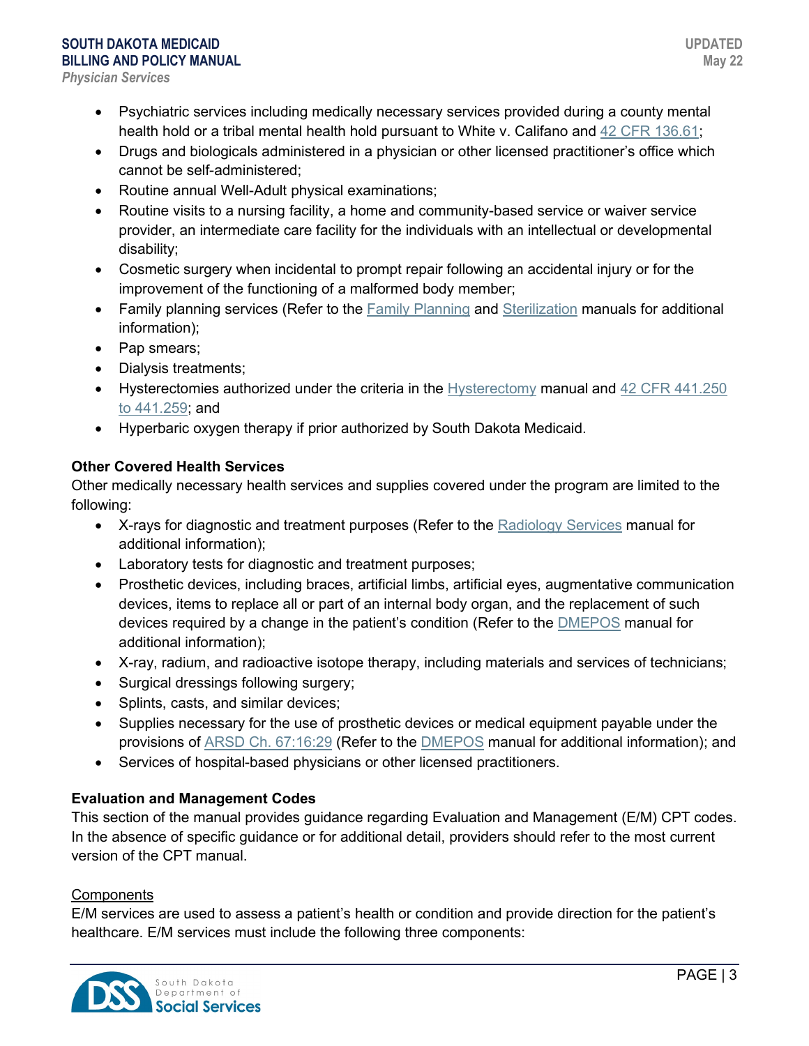- Psychiatric services including medically necessary services provided during a county mental health hold or a tribal mental health hold pursuant to White v. Califano and 42 CFR 136.61;
- Drugs and biologicals administered in a physician or other licensed practitioner's office which cannot be self-administered;
- Routine annual Well-Adult physical examinations;
- Routine visits to a nursing facility, a home and community-based service or waiver service provider, an intermediate care facility for the individuals with an intellectual or developmental disability;
- Cosmetic surgery when incidental to prompt repair following an accidental injury or for the improvement of the functioning of a malformed body member;
- Family planning services (Refer to the Family Planning and Sterilization manuals for additional information);
- Pap smears;
- Dialysis treatments;
- Hysterectomies authorized under the criteria in the Hysterectomy manual and 42 CFR 441.250 to 441.259; and
- Hyperbaric oxygen therapy if prior authorized by South Dakota Medicaid.

**Other Covered Health Services**

Other medically necessary health services and supplies covered under the program are limited to the following:

- X-rays for diagnostic and treatment purposes (Refer to the Radiology Services manual for additional information);
- Laboratory tests for diagnostic and treatment purposes;
- Prosthetic devices, including braces, artificial limbs, artificial eyes, augmentative communication devices, items to replace all or part of an internal body organ, and the replacement of such devices required by a change in the patient's condition (Refer to the DMEPOS manual for additional information);
- X-ray, radium, and radioactive isotope therapy, including materials and services of technicians;
- Surgical dressings following surgery;
- Splints, casts, and similar devices;
- Supplies necessary for the use of prosthetic devices or medical equipment payable under the provisions of ARSD Ch. 67:16:29 (Refer to the DMEPOS manual for additional information); and
- Services of hospital-based physicians or other licensed practitioners.

**Evaluation and Management Codes**

This section of the manual provides guidance regarding Evaluation and Management (E/M) CPT codes. In the absence of specific guidance or for additional detail, providers should refer to the most current version of the CPT manual.

Components

E/M services are used to assess a patient's health or condition and provide direction for the patient's healthcare. E/M services must include the following three components: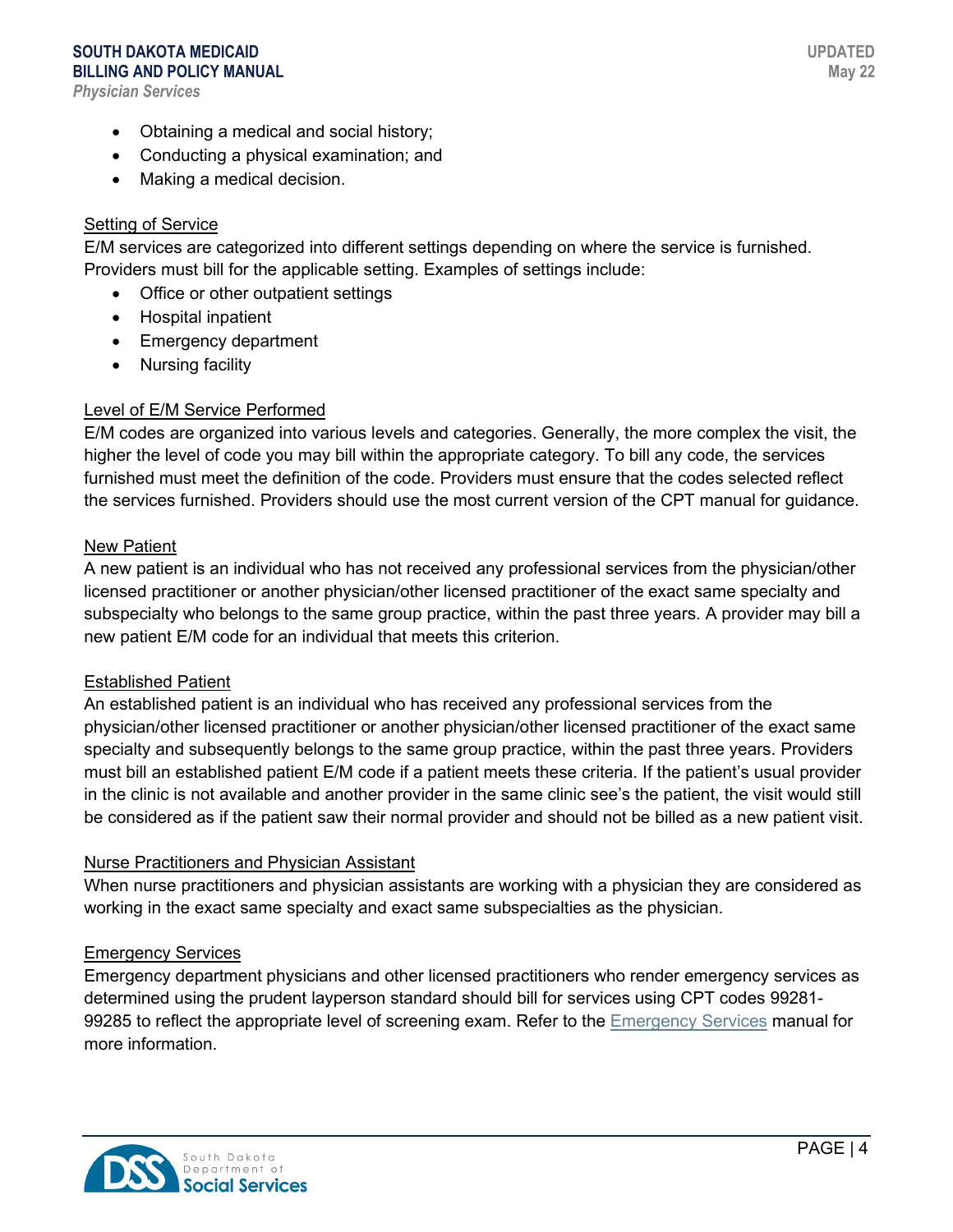- Obtaining a medical and social history;
- Conducting a physical examination; and
- Making a medical decision.

### Setting of Service

E/M services are categorized into different settings depending on where the service is furnished. Providers must bill for the applicable setting. Examples of settings include:

- Office or other outpatient settings
- Hospital inpatient
- Emergency department
- Nursing facility

### Level of E/M Service Performed

E/M codes are organized into various levels and categories. Generally, the more complex the visit, the higher the level of code you may bill within the appropriate category. To bill any code, the services furnished must meet the definition of the code. Providers must ensure that the codes selected reflect the services furnished. Providers should use the most current version of the CPT manual for guidance.

### New Patient

A new patient is an individual who has not received any professional services from the physician/other licensed practitioner or another physician/other licensed practitioner of the exact same specialty and subspecialty who belongs to the same group practice, within the past three years. A provider may bill a new patient E/M code for an individual that meets this criterion.

### Established Patient

An established patient is an individual who has received any professional services from the physician/other licensed practitioner or another physician/other licensed practitioner of the exact same specialty and subsequently belongs to the same group practice, within the past three years. Providers must bill an established patient E/M code if a patient meets these criteria. If the patient's usual provider in the clinic is not available and another provider in the same clinic see's the patient, the visit would still be considered as if the patient saw their normal provider and should not be billed as a new patient visit.

### Nurse Practitioners and Physician Assistant

When nurse practitioners and physician assistants are working with a physician they are considered as working in the exact same specialty and exact same subspecialties as the physician.

### Emergency Services

Emergency department physicians and other licensed practitioners who render emergency services as determined using the prudent layperson standard should bill for services using CPT codes 99281-99285 to reflect the appropriate level of screening exam. Refer to the Emergency Services manual for more information.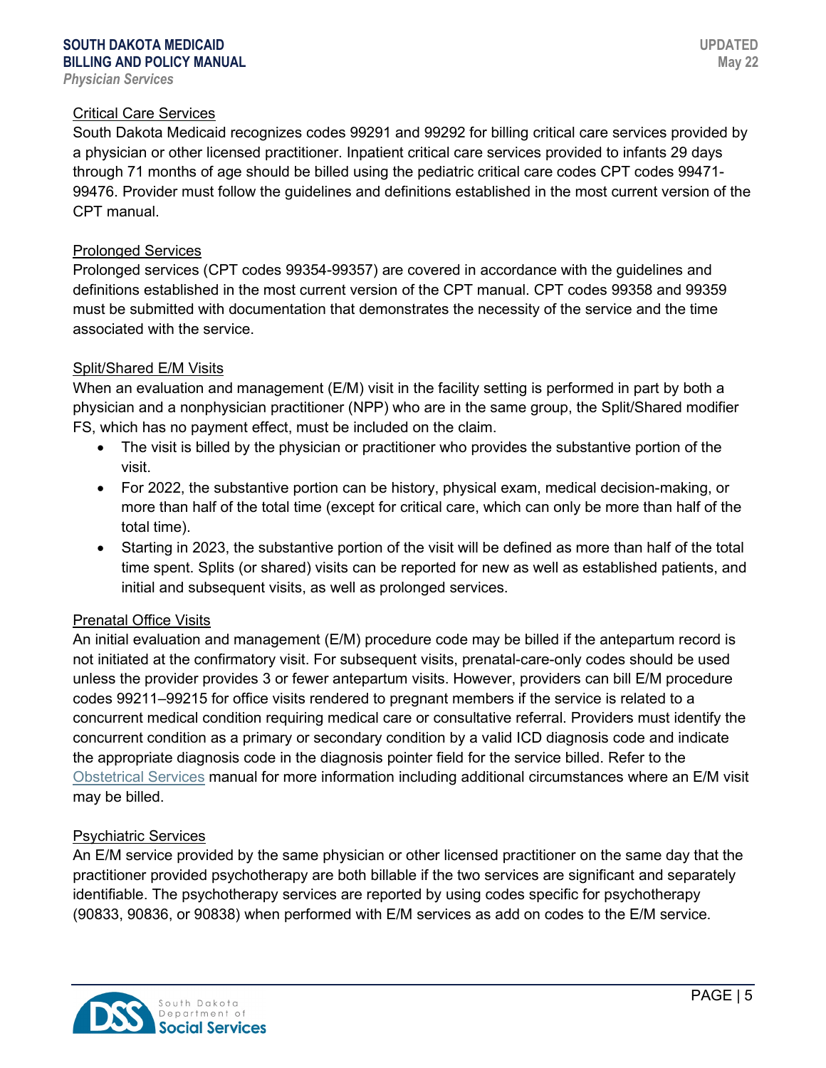### Critical Care Services

South Dakota Medicaid recognizes codes 99291 and 99292 for billing critical care services provided by a physician or other licensed practitioner. Inpatient critical care services provided to infants 29 days through 71 months of age should be billed using the pediatric critical care codes CPT codes 99471-99476. Provider must follow the guidelines and definitions established in the most current version of the CPT manual.

### Prolonged Services

Prolonged services (CPT codes 99354-99357) are covered in accordance with the guidelines and definitions established in the most current version of the CPT manual. CPT codes 99358 and 99359 must be submitted with documentation that demonstrates the necessity of the service and the time associated with the service.

### Split/Shared E/M Visits

When an evaluation and management (E/M) visit in the facility setting is performed in part by both a physician and a nonphysician practitioner (NPP) who are in the same group, the Split/Shared modifier FS, which has no payment effect, must be included on the claim.

- The visit is billed by the physician or practitioner who provides the substantive portion of the visit.
- For 2022, the substantive portion can be history, physical exam, medical decision-making, or more than half of the total time (except for critical care, which can only be more than half of the total time).
- Starting in 2023, the substantive portion of the visit will be defined as more than half of the total time spent. Splits (or shared) visits can be reported for new as well as established patients, and initial and subsequent visits, as well as prolonged services.

### Prenatal Office Visits

An initial evaluation and management (E/M) procedure code may be billed if the antepartum record is not initiated at the confirmatory visit. For subsequent visits, prenatal-care-only codes should be used unless the provider provides 3 or fewer antepartum visits. However, providers can bill E/M procedure codes 99211–99215 for office visits rendered to pregnant members if the service is related to a concurrent medical condition requiring medical care or consultative referral. Providers must identify the concurrent condition as a primary or secondary condition by a valid ICD diagnosis code and indicate the appropriate diagnosis code in the diagnosis pointer field for the service billed. Refer to the Obstetrical Services manual for more information including additional circumstances where an E/M visit may be billed.

### Psychiatric Services

An E/M service provided by the same physician or other licensed practitioner on the same day that the practitioner provided psychotherapy are both billable if the two services are significant and separately identifiable. The psychotherapy services are reported by using codes specific for psychotherapy (90833, 90836, or 90838) when performed with E/M services as add on codes to the E/M service.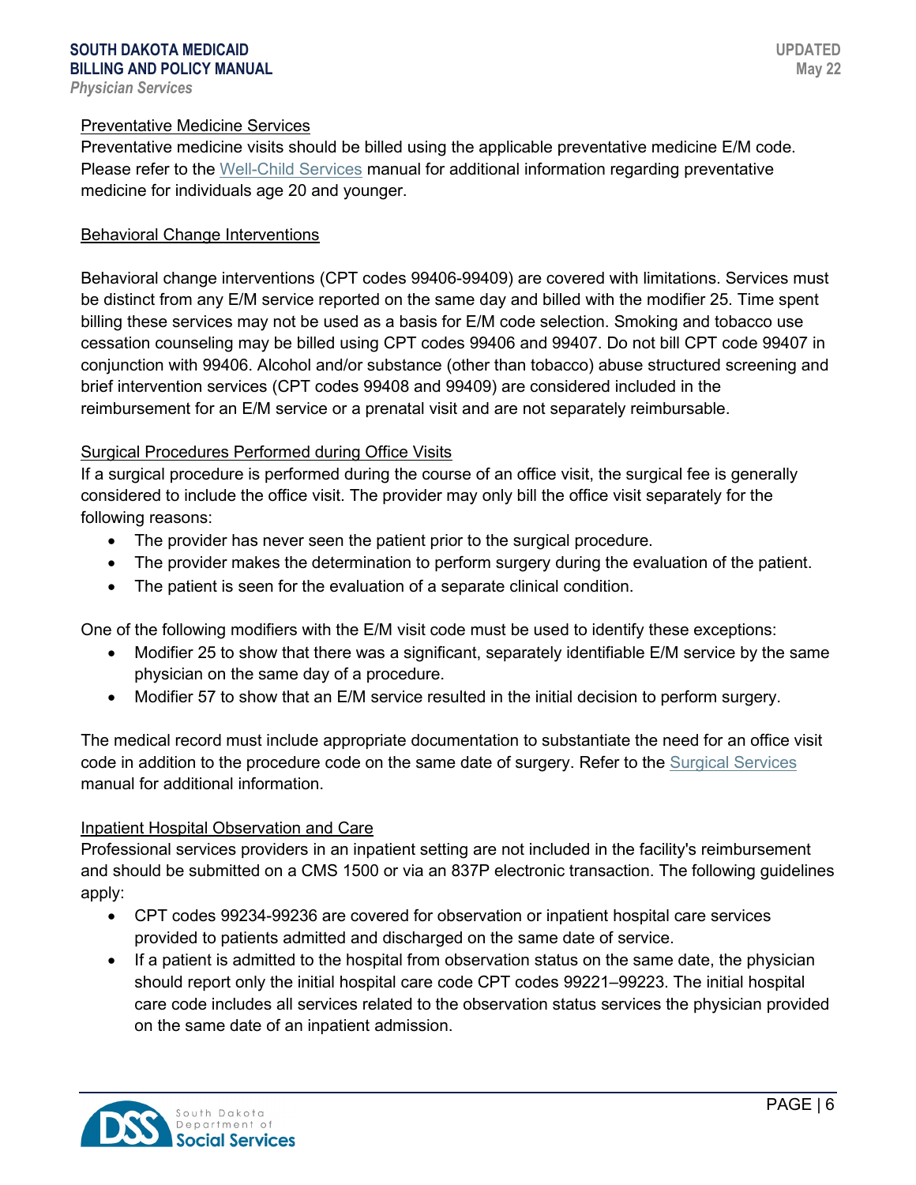### Preventative Medicine Services

Preventative medicine visits should be billed using the applicable preventative medicine E/M code. Please refer to the Well-Child Services manual for additional information regarding preventative medicine for individuals age 20 and younger.

### Behavioral Change Interventions

Behavioral change interventions (CPT codes 99406-99409) are covered with limitations. Services must be distinct from any E/M service reported on the same day and billed with the modifier 25. Time spent billing these services may not be used as a basis for E/M code selection. Smoking and tobacco use cessation counseling may be billed using CPT codes 99406 and 99407. Do not bill CPT code 99407 in conjunction with 99406. Alcohol and/or substance (other than tobacco) abuse structured screening and brief intervention services (CPT codes 99408 and 99409) are considered included in the reimbursement for an E/M service or a prenatal visit and are not separately reimbursable.

### Surgical Procedures Performed during Office Visits

If a surgical procedure is performed during the course of an office visit, the surgical fee is generally considered to include the office visit. The provider may only bill the office visit separately for the following reasons:

- The provider has never seen the patient prior to the surgical procedure.
- The provider makes the determination to perform surgery during the evaluation of the patient.
- The patient is seen for the evaluation of a separate clinical condition.

One of the following modifiers with the E/M visit code must be used to identify these exceptions:

- Modifier 25 to show that there was a significant, separately identifiable E/M service by the same physician on the same day of a procedure.
- Modifier 57 to show that an E/M service resulted in the initial decision to perform surgery.

The medical record must include appropriate documentation to substantiate the need for an office visit code in addition to the procedure code on the same date of surgery. Refer to the Surgical Services manual for additional information.

### Inpatient Hospital Observation and Care

Professional services providers in an inpatient setting are not included in the facility's reimbursement and should be submitted on a CMS 1500 or via an 837P electronic transaction. The following guidelines apply:

- CPT codes 99234-99236 are covered for observation or inpatient hospital care services provided to patients admitted and discharged on the same date of service.
- If a patient is admitted to the hospital from observation status on the same date, the physician should report only the initial hospital care code CPT codes 99221–99223. The initial hospital care code includes all services related to the observation status services the physician provided on the same date of an inpatient admission.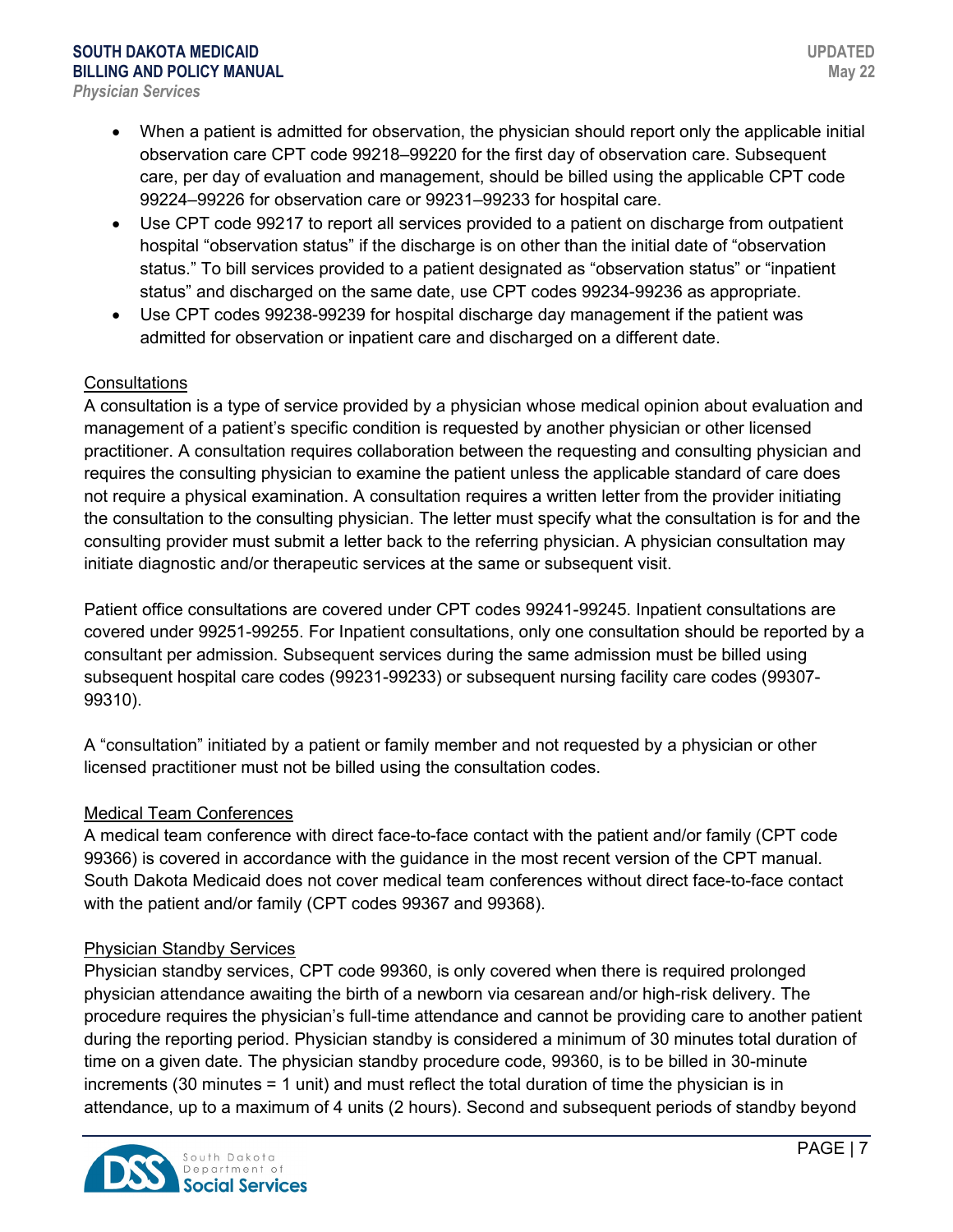- When a patient is admitted for observation, the physician should report only the applicable initial observation care CPT code 99218–99220 for the first day of observation care. Subsequent care, per day of evaluation and management, should be billed using the applicable CPT code 99224–99226 for observation care or 99231–99233 for hospital care.
- Use CPT code 99217 to report all services provided to a patient on discharge from outpatient hospital "observation status" if the discharge is on other than the initial date of "observation status." To bill services provided to a patient designated as "observation status" or "inpatient status" and discharged on the same date, use CPT codes 99234-99236 as appropriate.
- Use CPT codes 99238-99239 for hospital discharge day management if the patient was admitted for observation or inpatient care and discharged on a different date.

#### Consultations

A consultation is a type of service provided by a physician whose medical opinion about evaluation and management of a patient's specific condition is requested by another physician or other licensed practitioner. A consultation requires collaboration between the requesting and consulting physician and requires the consulting physician to examine the patient unless the applicable standard of care does not require a physical examination. A consultation requires a written letter from the provider initiating the consultation to the consulting physician. The letter must specify what the consultation is for and the consulting provider must submit a letter back to the referring physician. A physician consultation may initiate diagnostic and/or therapeutic services at the same or subsequent visit.

Patient office consultations are covered under CPT codes 99241-99245. Inpatient consultations are covered under 99251-99255. For Inpatient consultations, only one consultation should be reported by a consultant per admission. Subsequent services during the same admission must be billed using subsequent hospital care codes (99231-99233) or subsequent nursing facility care codes (99307-99310).

A "consultation" initiated by a patient or family member and not requested by a physician or other licensed practitioner must not be billed using the consultation codes.

#### Medical Team Conferences

A medical team conference with direct face-to-face contact with the patient and/or family (CPT code 99366) is covered in accordance with the guidance in the most recent version of the CPT manual. South Dakota Medicaid does not cover medical team conferences without direct face-to-face contact with the patient and/or family (CPT codes 99367 and 99368).

#### Physician Standby Services

Physician standby services, CPT code 99360, is only covered when there is required prolonged physician attendance awaiting the birth of a newborn via cesarean and/or high-risk delivery. The procedure requires the physician's full-time attendance and cannot be providing care to another patient during the reporting period. Physician standby is considered a minimum of 30 minutes total duration of time on a given date. The physician standby procedure code, 99360, is to be billed in 30-minute increments (30 minutes = 1 unit) and must reflect the total duration of time the physician is in attendance, up to a maximum of 4 units (2 hours). Second and subsequent periods of standby beyond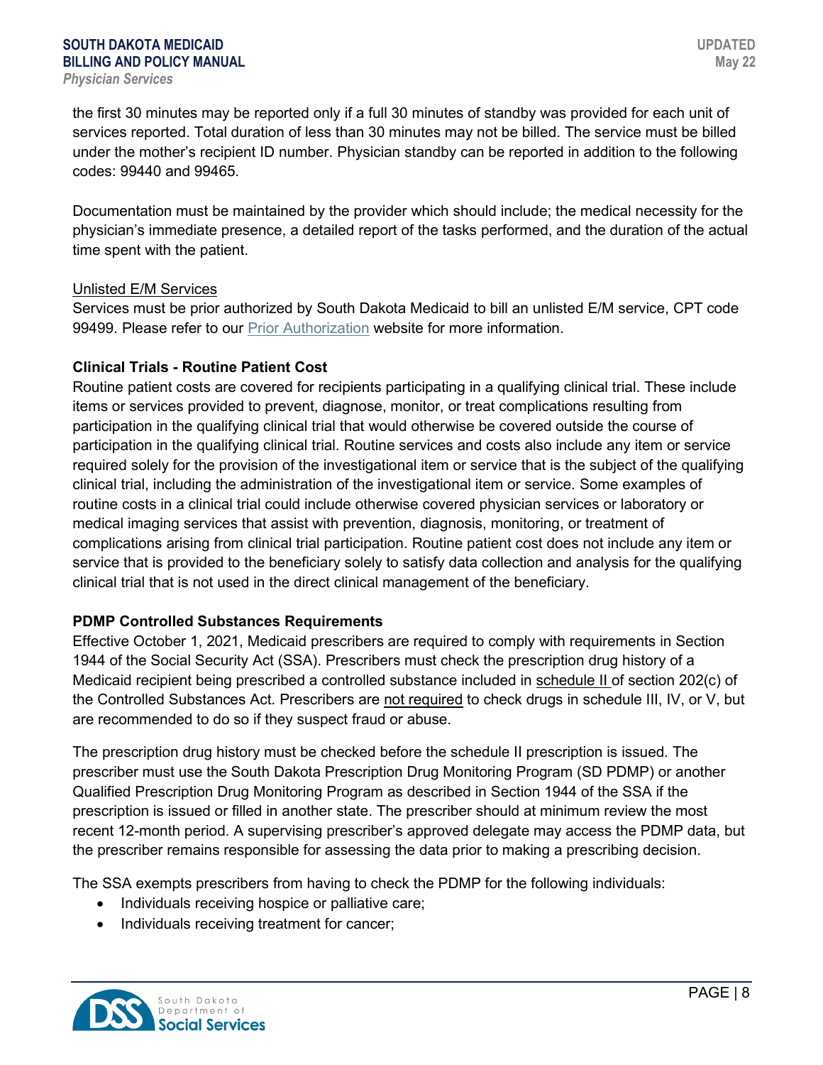the first 30 minutes may be reported only if a full 30 minutes of standby was provided for each unit of services reported. Total duration of less than 30 minutes may not be billed. The service must be billed under the mother's recipient ID number. Physician standby can be reported in addition to the following codes: 99440 and 99465.

Documentation must be maintained by the provider which should include; the medical necessity for the physician's immediate presence, a detailed report of the tasks performed, and the duration of the actual time spent with the patient.

Unlisted E/M Services

Services must be prior authorized by South Dakota Medicaid to bill an unlisted E/M service, CPT code 99499. Please refer to our Prior Authorization website for more information.

**Clinical Trials - Routine Patient Cost**

Routine patient costs are covered for recipients participating in a qualifying clinical trial. These include items or services provided to prevent, diagnose, monitor, or treat complications resulting from participation in the qualifying clinical trial that would otherwise be covered outside the course of participation in the qualifying clinical trial. Routine services and costs also include any item or service required solely for the provision of the investigational item or service that is the subject of the qualifying clinical trial, including the administration of the investigational item or service. Some examples of routine costs in a clinical trial could include otherwise covered physician services or laboratory or medical imaging services that assist with prevention, diagnosis, monitoring, or treatment of complications arising from clinical trial participation. Routine patient cost does not include any item or service that is provided to the beneficiary solely to satisfy data collection and analysis for the qualifying clinical trial that is not used in the direct clinical management of the beneficiary.

**PDMP Controlled Substances Requirements**

Effective October 1, 2021, Medicaid prescribers are required to comply with requirements in Section 1944 of the Social Security Act (SSA). Prescribers must check the prescription drug history of a Medicaid recipient being prescribed a controlled substance included in schedule II of section 202(c) of the Controlled Substances Act. Prescribers are not required to check drugs in schedule III, IV, or V, but are recommended to do so if they suspect fraud or abuse.

The prescription drug history must be checked before the schedule II prescription is issued. The prescriber must use the South Dakota Prescription Drug Monitoring Program (SD PDMP) or another Qualified Prescription Drug Monitoring Program as described in Section 1944 of the SSA if the prescription is issued or filled in another state. The prescriber should at minimum review the most recent 12-month period. A supervising prescriber's approved delegate may access the PDMP data, but the prescriber remains responsible for assessing the data prior to making a prescribing decision.

The SSA exempts prescribers from having to check the PDMP for the following individuals:

- Individuals receiving hospice or palliative care;
- Individuals receiving treatment for cancer;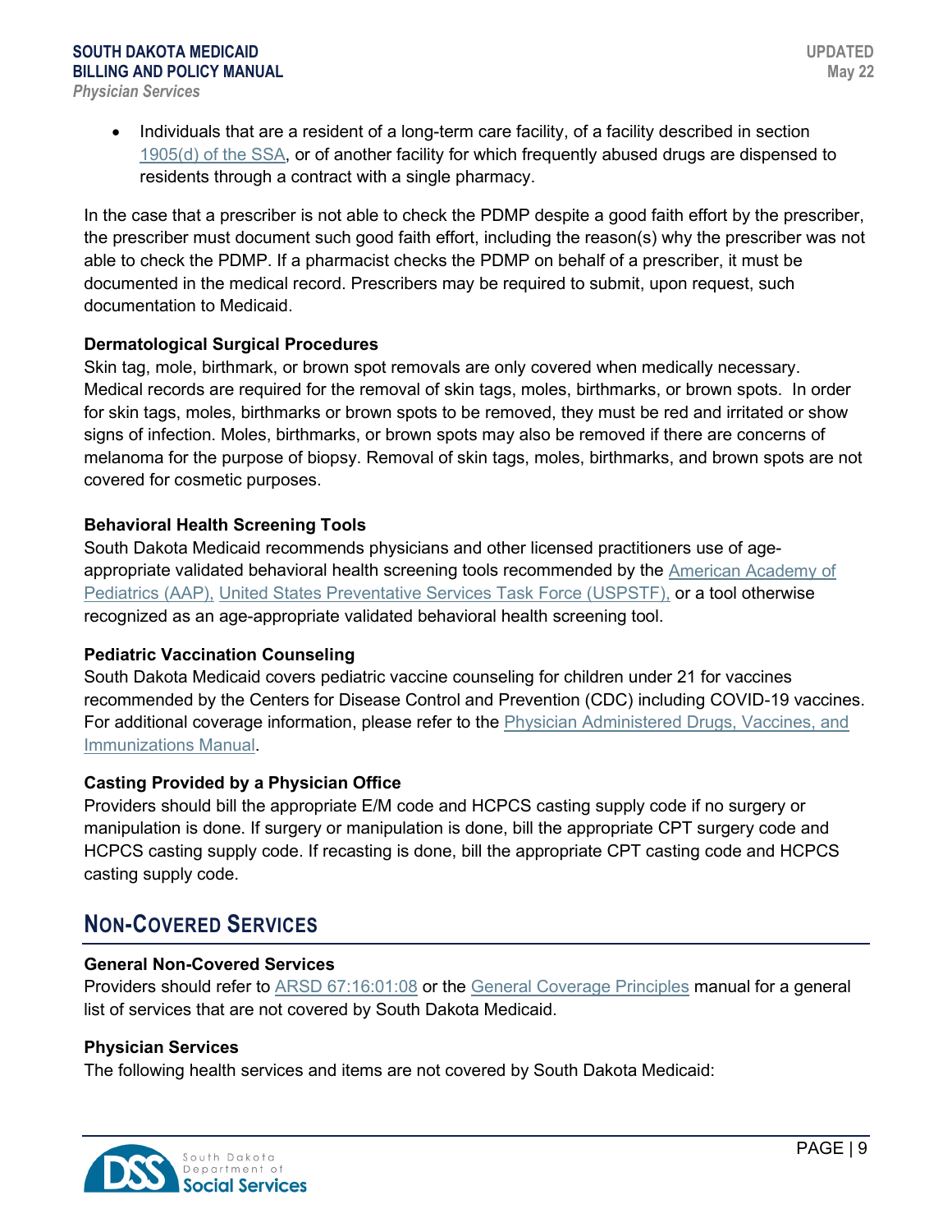- Individuals that are a resident of a long-term care facility, of a facility described in section 1905(d) of the SSA, or of another facility for which frequently abused drugs are dispensed to residents through a contract with a single pharmacy.

In the case that a prescriber is not able to check the PDMP despite a good faith effort by the prescriber, the prescriber must document such good faith effort, including the reason(s) why the prescriber was not able to check the PDMP. If a pharmacist checks the PDMP on behalf of a prescriber, it must be documented in the medical record. Prescribers may be required to submit, upon request, such documentation to Medicaid.

**Dermatological Surgical Procedures**

Skin tag, mole, birthmark, or brown spot removals are only covered when medically necessary. Medical records are required for the removal of skin tags, moles, birthmarks, or brown spots. In order for skin tags, moles, birthmarks or brown spots to be removed, they must be red and irritated or show signs of infection. Moles, birthmarks, or brown spots may also be removed if there are concerns of melanoma for the purpose of biopsy. Removal of skin tags, moles, birthmarks, and brown spots are not covered for cosmetic purposes.

**Behavioral Health Screening Tools**

South Dakota Medicaid recommends physicians and other licensed practitioners use of age-appropriate validated behavioral health screening tools recommended by the American Academy of Pediatrics (AAP), United States Preventative Services Task Force (USPSTF), or a tool otherwise recognized as an age-appropriate validated behavioral health screening tool.

**Pediatric Vaccination Counseling**

South Dakota Medicaid covers pediatric vaccine counseling for children under 21 for vaccines recommended by the Centers for Disease Control and Prevention (CDC) including COVID-19 vaccines. For additional coverage information, please refer to the Physician Administered Drugs, Vaccines, and Immunizations Manual.

**Casting Provided by a Physician Office**

Providers should bill the appropriate E/M code and HCPCS casting supply code if no surgery or manipulation is done. If surgery or manipulation is done, bill the appropriate CPT surgery code and HCPCS casting supply code. If recasting is done, bill the appropriate CPT casting code and HCPCS casting supply code.

## NON-COVERED SERVICES

**General Non-Covered Services**

Providers should refer to ARSD 67:16:01:08 or the General Coverage Principles manual for a general list of services that are not covered by South Dakota Medicaid.

**Physician Services**

The following health services and items are not covered by South Dakota Medicaid: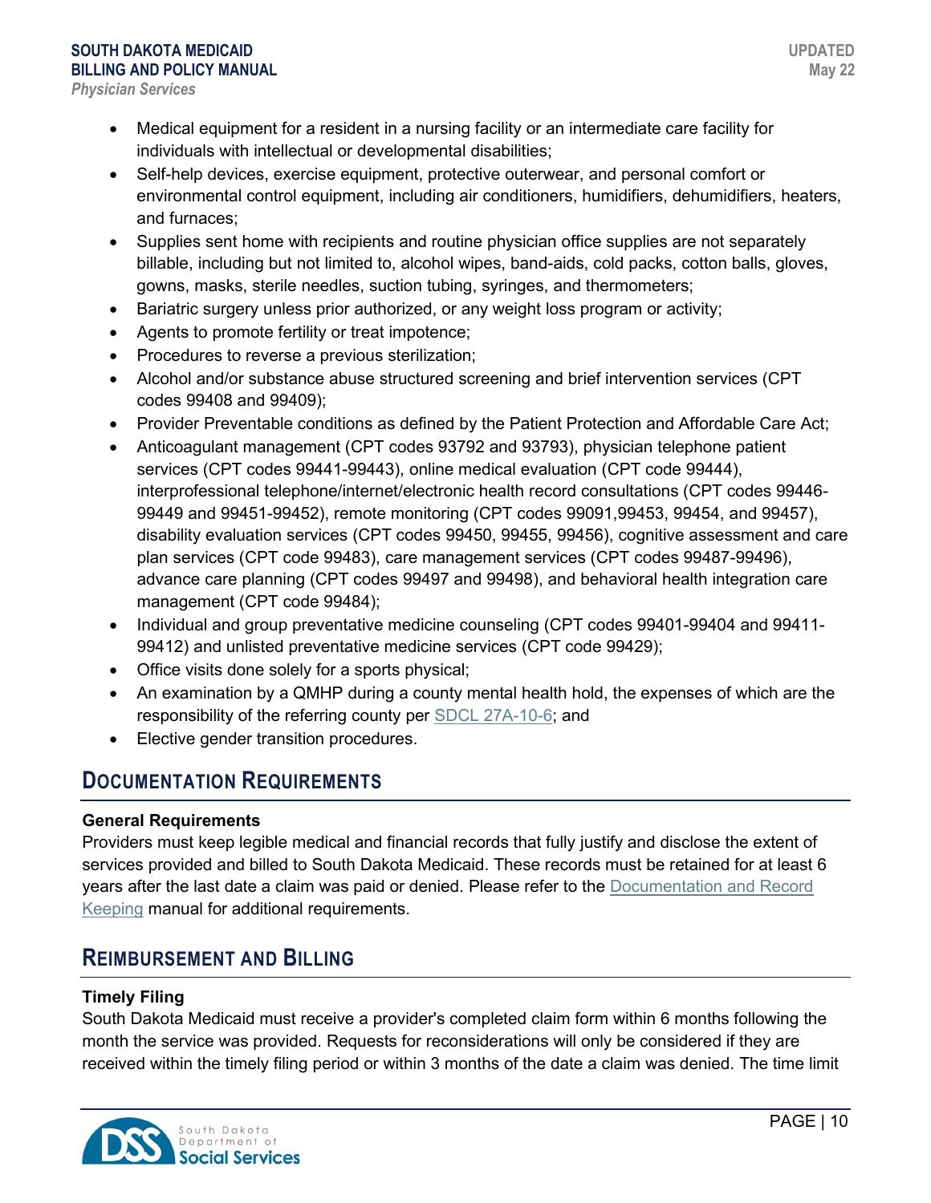- Medical equipment for a resident in a nursing facility or an intermediate care facility for individuals with intellectual or developmental disabilities;
- Self-help devices, exercise equipment, protective outerwear, and personal comfort or environmental control equipment, including air conditioners, humidifiers, dehumidifiers, heaters, and furnaces;
- Supplies sent home with recipients and routine physician office supplies are not separately billable, including but not limited to, alcohol wipes, band-aids, cold packs, cotton balls, gloves, gowns, masks, sterile needles, suction tubing, syringes, and thermometers;
- Bariatric surgery unless prior authorized, or any weight loss program or activity;
- Agents to promote fertility or treat impotence;
- Procedures to reverse a previous sterilization;
- Alcohol and/or substance abuse structured screening and brief intervention services (CPT codes 99408 and 99409);
- Provider Preventable conditions as defined by the Patient Protection and Affordable Care Act;
- Anticoagulant management (CPT codes 93792 and 93793), physician telephone patient services (CPT codes 99441-99443), online medical evaluation (CPT code 99444), interprofessional telephone/internet/electronic health record consultations (CPT codes 99446-99449 and 99451-99452), remote monitoring (CPT codes 99091,99453, 99454, and 99457), disability evaluation services (CPT codes 99450, 99455, 99456), cognitive assessment and care plan services (CPT code 99483), care management services (CPT codes 99487-99496), advance care planning (CPT codes 99497 and 99498), and behavioral health integration care management (CPT code 99484);
- Individual and group preventative medicine counseling (CPT codes 99401-99404 and 99411-99412) and unlisted preventative medicine services (CPT code 99429);
- Office visits done solely for a sports physical;
- An examination by a QMHP during a county mental health hold, the expenses of which are the responsibility of the referring county per SDCL 27A-10-6; and
- Elective gender transition procedures.

## Documentation Requirements

**General Requirements**

Providers must keep legible medical and financial records that fully justify and disclose the extent of services provided and billed to South Dakota Medicaid. These records must be retained for at least 6 years after the last date a claim was paid or denied. Please refer to the Documentation and Record Keeping manual for additional requirements.

## Reimbursement and Billing

**Timely Filing**

South Dakota Medicaid must receive a provider's completed claim form within 6 months following the month the service was provided. Requests for reconsiderations will only be considered if they are received within the timely filing period or within 3 months of the date a claim was denied. The time limit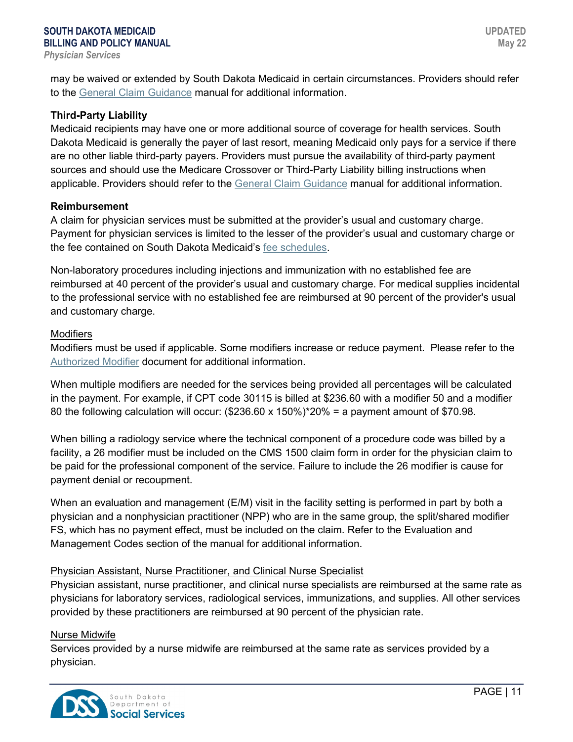may be waived or extended by South Dakota Medicaid in certain circumstances. Providers should refer to the General Claim Guidance manual for additional information.

### Third-Party Liability

Medicaid recipients may have one or more additional source of coverage for health services. South Dakota Medicaid is generally the payer of last resort, meaning Medicaid only pays for a service if there are no other liable third-party payers. Providers must pursue the availability of third-party payment sources and should use the Medicare Crossover or Third-Party Liability billing instructions when applicable. Providers should refer to the General Claim Guidance manual for additional information.

### Reimbursement

A claim for physician services must be submitted at the provider's usual and customary charge. Payment for physician services is limited to the lesser of the provider's usual and customary charge or the fee contained on South Dakota Medicaid's fee schedules.

Non-laboratory procedures including injections and immunization with no established fee are reimbursed at 40 percent of the provider's usual and customary charge. For medical supplies incidental to the professional service with no established fee are reimbursed at 90 percent of the provider's usual and customary charge.

#### Modifiers

Modifiers must be used if applicable. Some modifiers increase or reduce payment. Please refer to the Authorized Modifier document for additional information.

When multiple modifiers are needed for the services being provided all percentages will be calculated in the payment. For example, if CPT code 30115 is billed at $236.60 with a modifier 50 and a modifier 80 the following calculation will occur: ($236.60 x 150%)*20% = a payment amount of $70.98.

When billing a radiology service where the technical component of a procedure code was billed by a facility, a 26 modifier must be included on the CMS 1500 claim form in order for the physician claim to be paid for the professional component of the service. Failure to include the 26 modifier is cause for payment denial or recoupment.

When an evaluation and management (E/M) visit in the facility setting is performed in part by both a physician and a nonphysician practitioner (NPP) who are in the same group, the split/shared modifier FS, which has no payment effect, must be included on the claim. Refer to the Evaluation and Management Codes section of the manual for additional information.

#### Physician Assistant, Nurse Practitioner, and Clinical Nurse Specialist

Physician assistant, nurse practitioner, and clinical nurse specialists are reimbursed at the same rate as physicians for laboratory services, radiological services, immunizations, and supplies. All other services provided by these practitioners are reimbursed at 90 percent of the physician rate.

#### Nurse Midwife

Services provided by a nurse midwife are reimbursed at the same rate as services provided by a physician.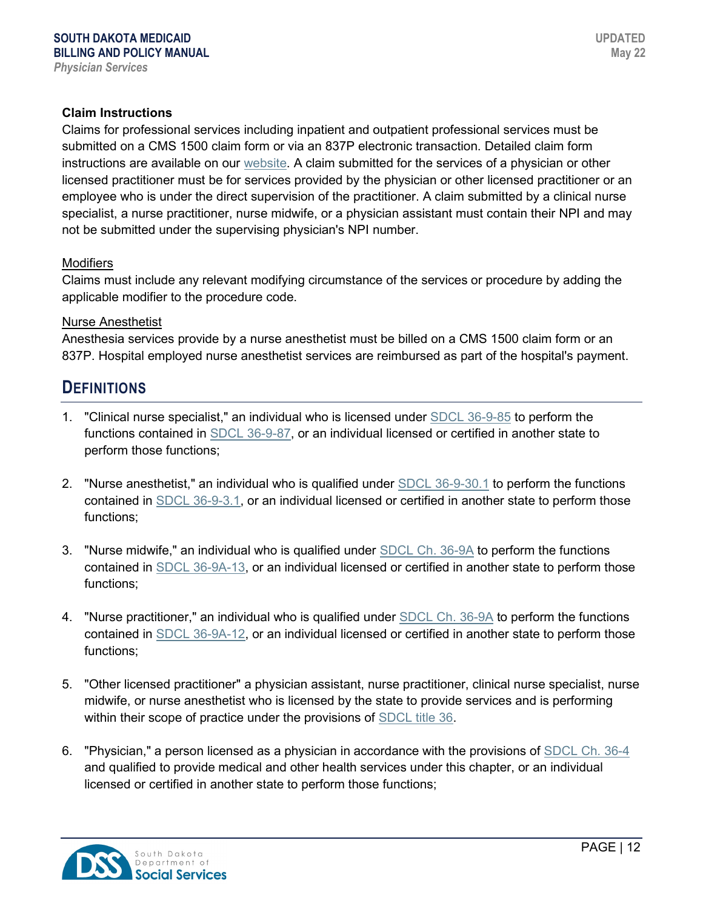**Claim Instructions**

Claims for professional services including inpatient and outpatient professional services must be submitted on a CMS 1500 claim form or via an 837P electronic transaction. Detailed claim form instructions are available on our website. A claim submitted for the services of a physician or other licensed practitioner must be for services provided by the physician or other licensed practitioner or an employee who is under the direct supervision of the practitioner. A claim submitted by a clinical nurse specialist, a nurse practitioner, nurse midwife, or a physician assistant must contain their NPI and may not be submitted under the supervising physician's NPI number.

Modifiers

Claims must include any relevant modifying circumstance of the services or procedure by adding the applicable modifier to the procedure code.

Nurse Anesthetist

Anesthesia services provide by a nurse anesthetist must be billed on a CMS 1500 claim form or an 837P. Hospital employed nurse anesthetist services are reimbursed as part of the hospital's payment.

## DEFINITIONS

1. "Clinical nurse specialist," an individual who is licensed under SDCL 36-9-85 to perform the functions contained in SDCL 36-9-87, or an individual licensed or certified in another state to perform those functions;

2. "Nurse anesthetist," an individual who is qualified under SDCL 36-9-30.1 to perform the functions contained in SDCL 36-9-3.1, or an individual licensed or certified in another state to perform those functions;

3. "Nurse midwife," an individual who is qualified under SDCL Ch. 36-9A to perform the functions contained in SDCL 36-9A-13, or an individual licensed or certified in another state to perform those functions;

4. "Nurse practitioner," an individual who is qualified under SDCL Ch. 36-9A to perform the functions contained in SDCL 36-9A-12, or an individual licensed or certified in another state to perform those functions;

5. "Other licensed practitioner" a physician assistant, nurse practitioner, clinical nurse specialist, nurse midwife, or nurse anesthetist who is licensed by the state to provide services and is performing within their scope of practice under the provisions of SDCL title 36.

6. "Physician," a person licensed as a physician in accordance with the provisions of SDCL Ch. 36-4 and qualified to provide medical and other health services under this chapter, or an individual licensed or certified in another state to perform those functions;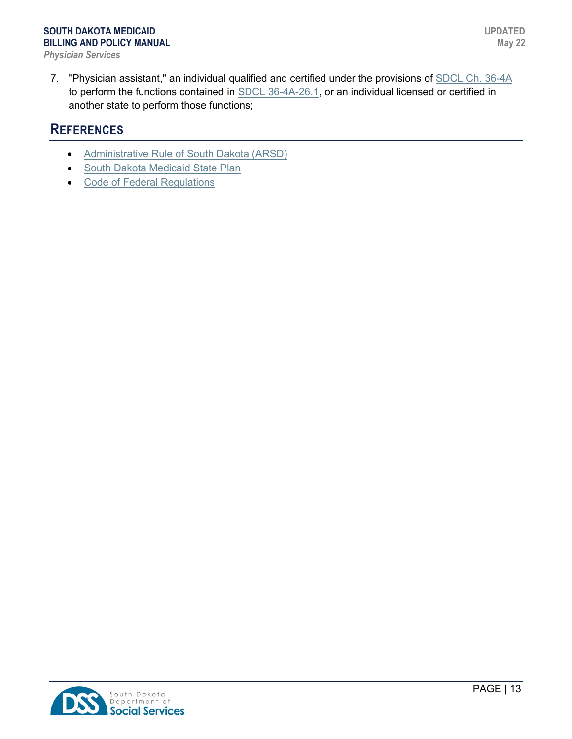7. "Physician assistant," an individual qualified and certified under the provisions of SDCL Ch. 36-4A to perform the functions contained in SDCL 36-4A-26.1, or an individual licensed or certified in another state to perform those functions;

## REFERENCES

- Administrative Rule of South Dakota (ARSD)
- South Dakota Medicaid State Plan
- Code of Federal Regulations